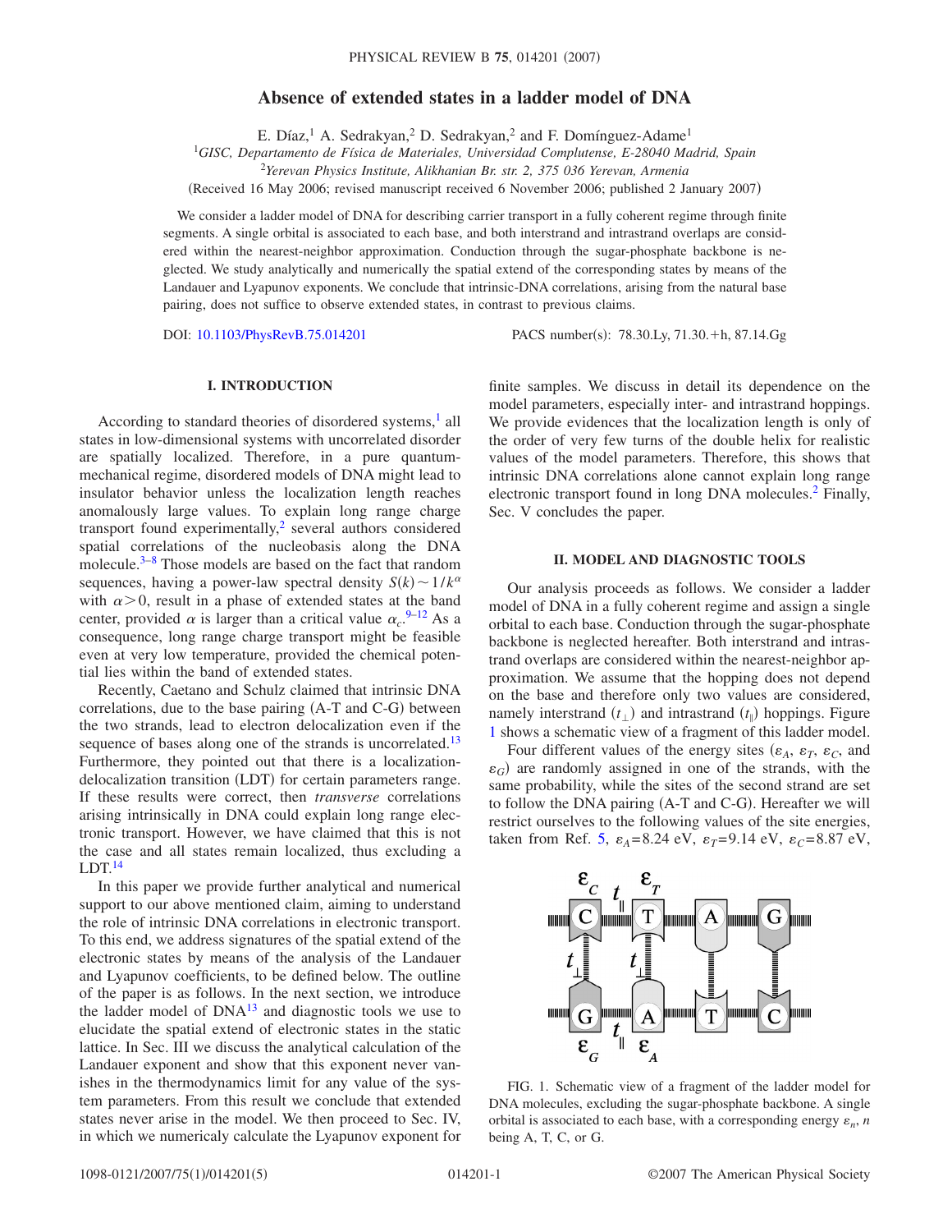# Absence of extended states in a ladder model of DNA

E. Díaz,[1] A. Sedrakyan,[2] D. Sedrakyan,[2] and F. Domínguez-Adame[1]

[1]*GISC, Departamento de Física de Materiales, Universidad Complutense, E-28040 Madrid, Spain*

[2]*Yerevan Physics Institute, Alikhanian Br. str. 2, 375 036 Yerevan, Armenia*

(Received 16 May 2006; revised manuscript received 6 November 2006; published 2 January 2007)

We consider a ladder model of DNA for describing carrier transport in a fully coherent regime through finite segments. A single orbital is associated to each base, and both interstrand and intrastrand overlaps are considered within the nearest-neighbor approximation. Conduction through the sugar-phosphate backbone is neglected. We study analytically and numerically the spatial extend of the corresponding states by means of the Landauer and Lyapunov exponents. We conclude that intrinsic-DNA correlations, arising from the natural base pairing, does not suffice to observe extended states, in contrast to previous claims.

DOI: 10.1103/PhysRevB.75.014201 PACS number(s): 78.30.Ly, 71.30.+h, 87.14.Gg

## I. INTRODUCTION

According to standard theories of disordered systems,[1] all states in low-dimensional systems with uncorrelated disorder are spatially localized. Therefore, in a pure quantum-mechanical regime, disordered models of DNA might lead to insulator behavior unless the localization length reaches anomalously large values. To explain long range charge transport found experimentally,[2] several authors considered spatial correlations of the nucleobasis along the DNA molecule.[3–8] Those models are based on the fact that random sequences, having a power-law spectral density $S(k) \sim 1/k^{\alpha}$ with $\alpha > 0$, result in a phase of extended states at the band center, provided $\alpha$ is larger than a critical value $\alpha_c$.[9–12] As a consequence, long range charge transport might be feasible even at very low temperature, provided the chemical potential lies within the band of extended states.

Recently, Caetano and Schulz claimed that intrinsic DNA correlations, due to the base pairing (A-T and C-G) between the two strands, lead to electron delocalization even if the sequence of bases along one of the strands is uncorrelated.[13] Furthermore, they pointed out that there is a localization-delocalization transition (LDT) for certain parameters range. If these results were correct, then *transverse* correlations arising intrinsically in DNA could explain long range electronic transport. However, we have claimed that this is not the case and all states remain localized, thus excluding a LDT.[14]

In this paper we provide further analytical and numerical support to our above mentioned claim, aiming to understand the role of intrinsic DNA correlations in electronic transport. To this end, we address signatures of the spatial extend of the electronic states by means of the analysis of the Landauer and Lyapunov coefficients, to be defined below. The outline of the paper is as follows. In the next section, we introduce the ladder model of DNA[13] and diagnostic tools we use to elucidate the spatial extend of electronic states in the static lattice. In Sec. III we discuss the analytical calculation of the Landauer exponent and show that this exponent never vanishes in the thermodynamics limit for any value of the system parameters. From this result we conclude that extended states never arise in the model. We then proceed to Sec. IV, in which we numericaly calculate the Lyapunov exponent for finite samples. We discuss in detail its dependence on the model parameters, especially inter- and intrastrand hoppings. We provide evidences that the localization length is only of the order of very few turns of the double helix for realistic values of the model parameters. Therefore, this shows that intrinsic DNA correlations alone cannot explain long range electronic transport found in long DNA molecules.[2] Finally, Sec. V concludes the paper.

## II. MODEL AND DIAGNOSTIC TOOLS

Our analysis proceeds as follows. We consider a ladder model of DNA in a fully coherent regime and assign a single orbital to each base. Conduction through the sugar-phosphate backbone is neglected hereafter. Both interstrand and intrastrand overlaps are considered within the nearest-neighbor approximation. We assume that the hopping does not depend on the base and therefore only two values are considered, namely interstrand ($t_{\perp}$) and intrastrand ($t_{\parallel}$) hoppings. Figure 1 shows a schematic view of a fragment of this ladder model.

Four different values of the energy sites ($\varepsilon_A$, $\varepsilon_T$, $\varepsilon_C$, and $\varepsilon_G$) are randomly assigned in one of the strands, with the same probability, while the sites of the second strand are set to follow the DNA pairing (A-T and C-G). Hereafter we will restrict ourselves to the following values of the site energies, taken from Ref. 5, $\varepsilon_A = 8.24$ eV, $\varepsilon_T = 9.14$ eV, $\varepsilon_C = 8.87$ eV,

FIG. 1. Schematic view of a fragment of the ladder model for DNA molecules, excluding the sugar-phosphate backbone. A single orbital is associated to each base, with a corresponding energy $\varepsilon_n$, $n$ being A, T, C, or G.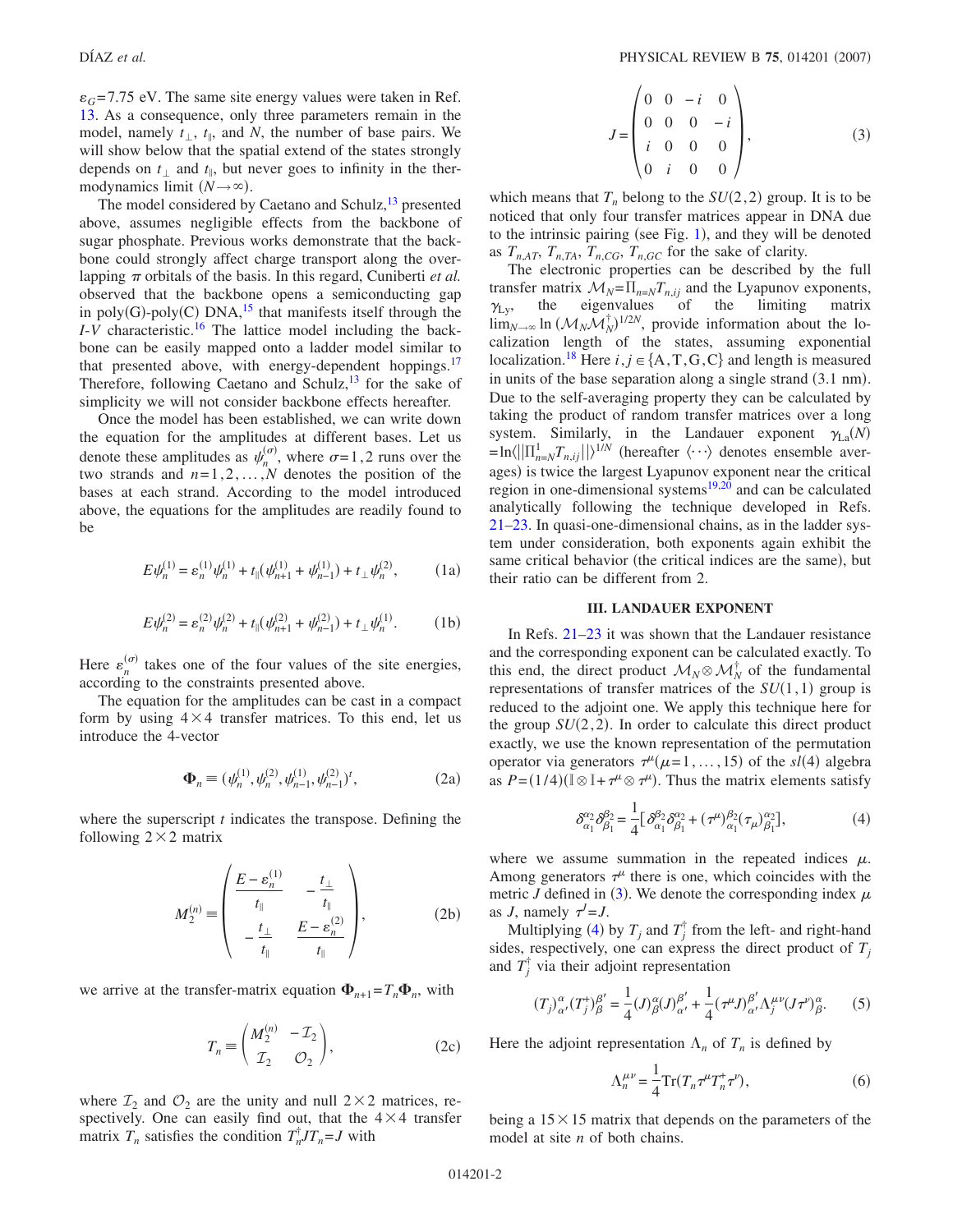$\varepsilon_G$=7.75 eV. The same site energy values were taken in Ref. 13. As a consequence, only three parameters remain in the model, namely $t_\perp$, $t_\parallel$, and $N$, the number of base pairs. We will show below that the spatial extend of the states strongly depends on $t_\perp$ and $t_\parallel$, but never goes to infinity in the thermodynamics limit ($N\to\infty$).

The model considered by Caetano and Schulz,[13] presented above, assumes negligible effects from the backbone of sugar phosphate. Previous works demonstrate that the backbone could strongly affect charge transport along the overlapping $\pi$ orbitals of the basis. In this regard, Cuniberti *et al.* observed that the backbone opens a semiconducting gap in poly(G)-poly(C) DNA,[15] that manifests itself through the *I-V* characteristic.[16] The lattice model including the backbone can be easily mapped onto a ladder model similar to that presented above, with energy-dependent hoppings.[17] Therefore, following Caetano and Schulz,[13] for the sake of simplicity we will not consider backbone effects hereafter.

Once the model has been established, we can write down the equation for the amplitudes at different bases. Let us denote these amplitudes as $\psi_n^{(\sigma)}$, where $\sigma=1,2$ runs over the two strands and $n=1,2,\ldots,N$ denotes the position of the bases at each strand. According to the model introduced above, the equations for the amplitudes are readily found to be

$$E\psi_n^{(1)} = \varepsilon_n^{(1)}\psi_n^{(1)} + t_\parallel(\psi_{n+1}^{(1)} + \psi_{n-1}^{(1)}) + t_\perp \psi_n^{(2)}, \tag{1a}$$

$$E\psi_n^{(2)} = \varepsilon_n^{(2)}\psi_n^{(2)} + t_\parallel(\psi_{n+1}^{(2)} + \psi_{n-1}^{(2)}) + t_\perp \psi_n^{(1)}. \tag{1b}$$

Here $\varepsilon_n^{(\sigma)}$ takes one of the four values of the site energies, according to the constraints presented above.

The equation for the amplitudes can be cast in a compact form by using $4\times4$ transfer matrices. To this end, let us introduce the 4-vector

$$\mathbf{\Phi}_n \equiv (\psi_n^{(1)}, \psi_n^{(2)}, \psi_{n-1}^{(1)}, \psi_{n-1}^{(2)})^t, \tag{2a}$$

where the superscript $t$ indicates the transpose. Defining the following $2\times2$ matrix

$$M_2^{(n)} \equiv \begin{pmatrix} \dfrac{E-\varepsilon_n^{(1)}}{t_\parallel} & -\dfrac{t_\perp}{t_\parallel} \\ -\dfrac{t_\perp}{t_\parallel} & \dfrac{E-\varepsilon_n^{(2)}}{t_\parallel} \end{pmatrix}, \tag{2b}$$

we arrive at the transfer-matrix equation $\mathbf{\Phi}_{n+1}=T_n\mathbf{\Phi}_n$, with

$$T_n \equiv \begin{pmatrix} M_2^{(n)} & -\mathcal{I}_2 \\ \mathcal{I}_2 & \mathcal{O}_2 \end{pmatrix}, \tag{2c}$$

where $\mathcal{I}_2$ and $\mathcal{O}_2$ are the unity and null $2\times2$ matrices, respectively. One can easily find out, that the $4\times4$ transfer matrix $T_n$ satisfies the condition $T_n^\dagger J T_n = J$ with

$$J = \begin{pmatrix} 0 & 0 & -i & 0 \\ 0 & 0 & 0 & -i \\ i & 0 & 0 & 0 \\ 0 & i & 0 & 0 \end{pmatrix}, \tag{3}$$

which means that $T_n$ belong to the $SU(2,2)$ group. It is to be noticed that only four transfer matrices appear in DNA due to the intrinsic pairing (see Fig. 1), and they will be denoted as $T_{n,AT}$, $T_{n,TA}$, $T_{n,CG}$, $T_{n,GC}$ for the sake of clarity.

The electronic properties can be described by the full transfer matrix $\mathcal{M}_N=\Pi_{n=N}T_{n,ij}$ and the Lyapunov exponents, $\gamma_{\text{Ly}}$, the eigenvalues of the limiting matrix $\lim_{N\to\infty}\ln(\mathcal{M}_N\mathcal{M}_N^\dagger)^{1/2N}$, provide information about the localization length of the states, assuming exponential localization.[18] Here $i,j\in\{\text{A},\text{T},\text{G},\text{C}\}$ and length is measured in units of the base separation along a single strand (3.1 nm). Due to the self-averaging property they can be calculated by taking the product of random transfer matrices over a long system. Similarly, in the Landauer exponent $\gamma_{\text{La}}(N) = \ln\langle\|\Pi_{n=N}^{1}T_{n,ij}\|\rangle^{1/N}$ (hereafter $\langle\cdots\rangle$ denotes ensemble averages) is twice the largest Lyapunov exponent near the critical region in one-dimensional systems[19,20] and can be calculated analytically following the technique developed in Refs. 21–23. In quasi-one-dimensional chains, as in the ladder system under consideration, both exponents again exhibit the same critical behavior (the critical indices are the same), but their ratio can be different from 2.

## III. LANDAUER EXPONENT

In Refs. 21–23 it was shown that the Landauer resistance and the corresponding exponent can be calculated exactly. To this end, the direct product $\mathcal{M}_N\otimes\mathcal{M}_N^\dagger$ of the fundamental representations of transfer matrices of the $SU(1,1)$ group is reduced to the adjoint one. We apply this technique here for the group $SU(2,2)$. In order to calculate this direct product exactly, we use the known representation of the permutation operator via generators $\tau^\mu(\mu=1,\ldots,15)$ of the $sl(4)$ algebra as $P=(1/4)(\mathbb{1}\otimes\mathbb{1}+\tau^\mu\otimes\tau^\mu)$. Thus the matrix elements satisfy

$$\delta_{\alpha_1}^{\alpha_2}\delta_{\beta_1}^{\beta_2} = \frac{1}{4}[\delta_{\alpha_1}^{\beta_2}\delta_{\beta_1}^{\alpha_2} + (\tau^\mu)_{\alpha_1}^{\beta_2}(\tau_\mu)_{\beta_1}^{\alpha_2}], \tag{4}$$

where we assume summation in the repeated indices $\mu$. Among generators $\tau^\mu$ there is one, which coincides with the metric $J$ defined in (3). We denote the corresponding index $\mu$ as $J$, namely $\tau^J=J$.

Multiplying (4) by $T_j$ and $T_j^\dagger$ from the left- and right-hand sides, respectively, one can express the direct product of $T_j$ and $T_j^\dagger$ via their adjoint representation

$$(T_j)_{\alpha'}^{\alpha}(T_j^\dagger)_{\beta}^{\beta'} = \frac{1}{4}(J)_{\beta}^{\alpha}(J)_{\alpha'}^{\beta'} + \frac{1}{4}(\tau^\mu J)_{\alpha'}^{\beta'}\Lambda_j^{\mu\nu}(J\tau^\nu)_{\beta}^{\alpha}. \tag{5}$$

Here the adjoint representation $\Lambda_n$ of $T_n$ is defined by

$$\Lambda_n^{\mu\nu} = \frac{1}{4}\text{Tr}(T_n\tau^\mu T_n^\dagger\tau^\nu), \tag{6}$$

being a $15\times15$ matrix that depends on the parameters of the model at site $n$ of both chains.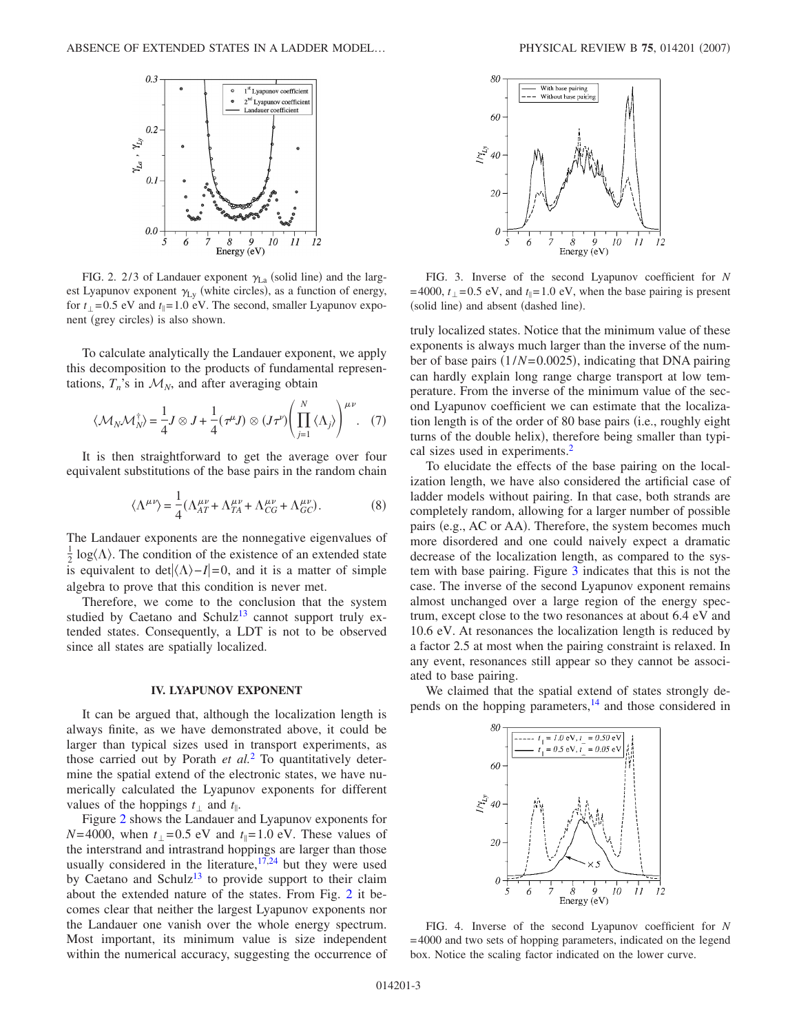FIG. 2. 2/3 of Landauer exponent $\gamma_{\text{La}}$ (solid line) and the largest Lyapunov exponent $\gamma_{\text{Ly}}$ (white circles), as a function of energy, for $t_\perp = 0.5$ eV and $t_\parallel = 1.0$ eV. The second, smaller Lyapunov exponent (grey circles) is also shown.

To calculate analytically the Landauer exponent, we apply this decomposition to the products of fundamental representations, $T_n$'s in $\mathcal{M}_N$, and after averaging obtain

$$\langle \mathcal{M}_N \mathcal{M}_N^\dagger \rangle = \frac{1}{4} J \otimes J + \frac{1}{4} (\tau^\mu J) \otimes (J \tau^\nu) \left( \prod_{j=1}^{N} \langle \Lambda_j \rangle \right)^{\mu\nu}. \quad (7)$$

It is then straightforward to get the average over four equivalent substitutions of the base pairs in the random chain

$$\langle \Lambda^{\mu\nu} \rangle = \frac{1}{4} (\Lambda_{AT}^{\mu\nu} + \Lambda_{TA}^{\mu\nu} + \Lambda_{CG}^{\mu\nu} + \Lambda_{GC}^{\mu\nu}). \quad (8)$$

The Landauer exponents are the nonnegative eigenvalues of $\frac{1}{2} \log \langle \Lambda \rangle$. The condition of the existence of an extended state is equivalent to $\det|\langle \Lambda \rangle - I| = 0$, and it is a matter of simple algebra to prove that this condition is never met.

Therefore, we come to the conclusion that the system studied by Caetano and Schulz[13] cannot support truly extended states. Consequently, a LDT is not to be observed since all states are spatially localized.

## IV. LYAPUNOV EXPONENT

It can be argued that, although the localization length is always finite, as we have demonstrated above, it could be larger than typical sizes used in transport experiments, as those carried out by Porath *et al.*[2] To quantitatively determine the spatial extend of the electronic states, we have numerically calculated the Lyapunov exponents for different values of the hoppings $t_\perp$ and $t_\parallel$.

Figure 2 shows the Landauer and Lyapunov exponents for $N = 4000$, when $t_\perp = 0.5$ eV and $t_\parallel = 1.0$ eV. These values of the interstrand and intrastrand hoppings are larger than those usually considered in the literature,[17,24] but they were used by Caetano and Schulz[13] to provide support to their claim about the extended nature of the states. From Fig. 2 it becomes clear that neither the largest Lyapunov exponents nor the Landauer one vanish over the whole energy spectrum. Most important, its minimum value is size independent within the numerical accuracy, suggesting the occurrence of truly localized states. Notice that the minimum value of these exponents is always much larger than the inverse of the number of base pairs ($1/N = 0.0025$), indicating that DNA pairing can hardly explain long range charge transport at low temperature. From the inverse of the minimum value of the second Lyapunov coefficient we can estimate that the localization length is of the order of 80 base pairs (i.e., roughly eight turns of the double helix), therefore being smaller than typical sizes used in experiments.[2]

FIG. 3. Inverse of the second Lyapunov coefficient for $N = 4000$, $t_\perp = 0.5$ eV, and $t_\parallel = 1.0$ eV, when the base pairing is present (solid line) and absent (dashed line).

To elucidate the effects of the base pairing on the localization length, we have also considered the artificial case of ladder models without pairing. In that case, both strands are completely random, allowing for a larger number of possible pairs (e.g., AC or AA). Therefore, the system becomes much more disordered and one could naively expect a dramatic decrease of the localization length, as compared to the system with base pairing. Figure 3 indicates that this is not the case. The inverse of the second Lyapunov exponent remains almost unchanged over a large region of the energy spectrum, except close to the two resonances at about 6.4 eV and 10.6 eV. At resonances the localization length is reduced by a factor 2.5 at most when the pairing constraint is relaxed. In any event, resonances still appear so they cannot be associated to base pairing.

We claimed that the spatial extend of states strongly depends on the hopping parameters,[14] and those considered in

FIG. 4. Inverse of the second Lyapunov coefficient for $N = 4000$ and two sets of hopping parameters, indicated on the legend box. Notice the scaling factor indicated on the lower curve.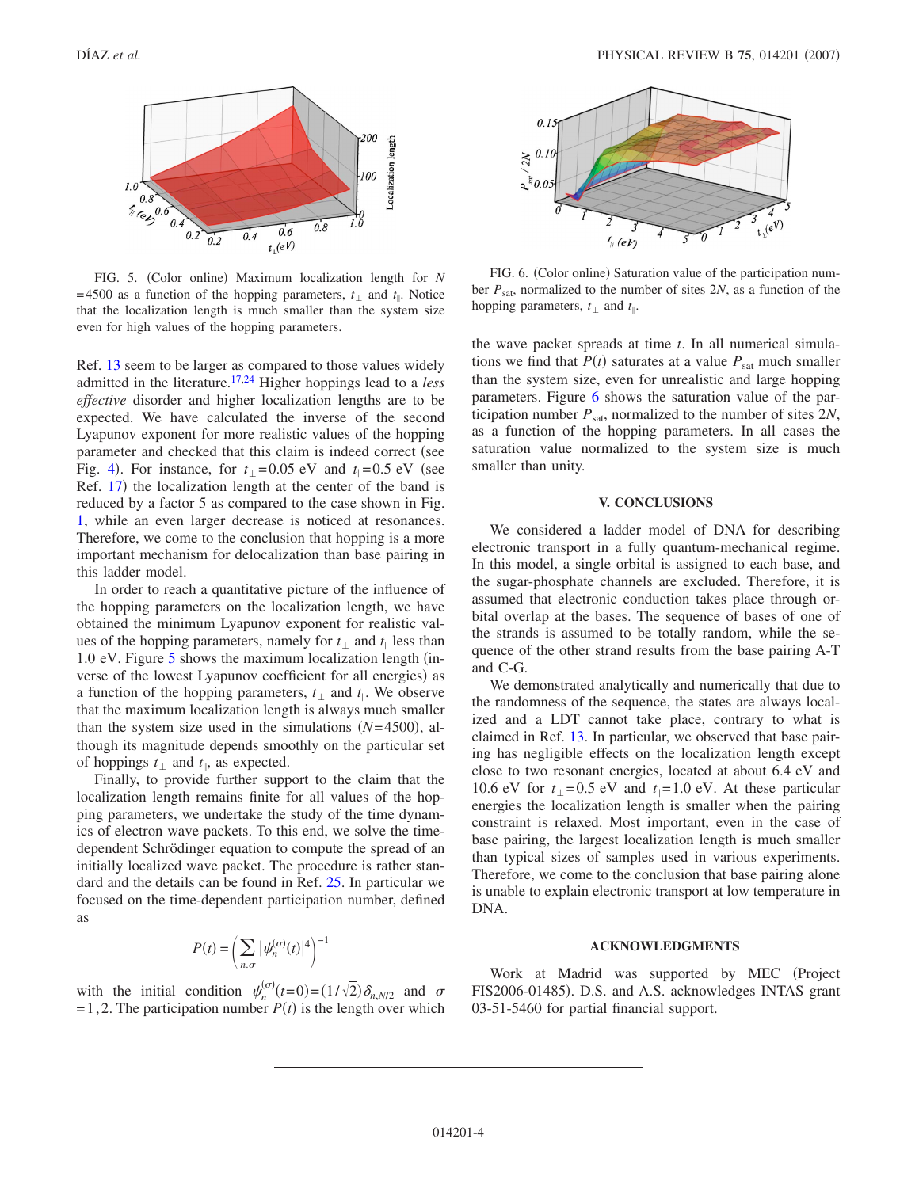FIG. 5. (Color online) Maximum localization length for $N = 4500$ as a function of the hopping parameters, $t_\perp$ and $t_\parallel$. Notice that the localization length is much smaller than the system size even for high values of the hopping parameters.

FIG. 6. (Color online) Saturation value of the participation number $P_{sat}$, normalized to the number of sites $2N$, as a function of the hopping parameters, $t_\perp$ and $t_\parallel$.

Ref. 13 seem to be larger as compared to those values widely admitted in the literature.[17,24] Higher hoppings lead to a *less effective* disorder and higher localization lengths are to be expected. We have calculated the inverse of the second Lyapunov exponent for more realistic values of the hopping parameter and checked that this claim is indeed correct (see Fig. 4). For instance, for $t_\perp = 0.05$ eV and $t_\parallel = 0.5$ eV (see Ref. 17) the localization length at the center of the band is reduced by a factor 5 as compared to the case shown in Fig. 1, while an even larger decrease is noticed at resonances. Therefore, we come to the conclusion that hopping is a more important mechanism for delocalization than base pairing in this ladder model.

In order to reach a quantitative picture of the influence of the hopping parameters on the localization length, we have obtained the minimum Lyapunov exponent for realistic values of the hopping parameters, namely for $t_\perp$ and $t_\parallel$ less than 1.0 eV. Figure 5 shows the maximum localization length (inverse of the lowest Lyapunov coefficient for all energies) as a function of the hopping parameters, $t_\perp$ and $t_\parallel$. We observe that the maximum localization length is always much smaller than the system size used in the simulations ($N = 4500$), although its magnitude depends smoothly on the particular set of hoppings $t_\perp$ and $t_\parallel$, as expected.

Finally, to provide further support to the claim that the localization length remains finite for all values of the hopping parameters, we undertake the study of the time dynamics of electron wave packets. To this end, we solve the time-dependent Schrödinger equation to compute the spread of an initially localized wave packet. The procedure is rather standard and the details can be found in Ref. 25. In particular we focused on the time-dependent participation number, defined as

$$P(t) = \left( \sum_{n,\sigma} |\psi_n^{(\sigma)}(t)|^4 \right)^{-1}$$

with the initial condition $\psi_n^{(\sigma)}(t=0) = (1/\sqrt{2})\delta_{n,N/2}$ and $\sigma = 1,2$. The participation number $P(t)$ is the length over which the wave packet spreads at time $t$. In all numerical simulations we find that $P(t)$ saturates at a value $P_{sat}$ much smaller than the system size, even for unrealistic and large hopping parameters. Figure 6 shows the saturation value of the participation number $P_{sat}$, normalized to the number of sites $2N$, as a function of the hopping parameters. In all cases the saturation value normalized to the system size is much smaller than unity.

## V. CONCLUSIONS

We considered a ladder model of DNA for describing electronic transport in a fully quantum-mechanical regime. In this model, a single orbital is assigned to each base, and the sugar-phosphate channels are excluded. Therefore, it is assumed that electronic conduction takes place through orbital overlap at the bases. The sequence of bases of one of the strands is assumed to be totally random, while the sequence of the other strand results from the base pairing A-T and C-G.

We demonstrated analytically and numerically that due to the randomness of the sequence, the states are always localized and a LDT cannot take place, contrary to what is claimed in Ref. 13. In particular, we observed that base pairing has negligible effects on the localization length except close to two resonant energies, located at about 6.4 eV and 10.6 eV for $t_\perp = 0.5$ eV and $t_\parallel = 1.0$ eV. At these particular energies the localization length is smaller when the pairing constraint is relaxed. Most important, even in the case of base pairing, the largest localization length is much smaller than typical sizes of samples used in various experiments. Therefore, we come to the conclusion that base pairing alone is unable to explain electronic transport at low temperature in DNA.

## ACKNOWLEDGMENTS

Work at Madrid was supported by MEC (Project FIS2006-01485). D.S. and A.S. acknowledges INTAS grant 03-51-5460 for partial financial support.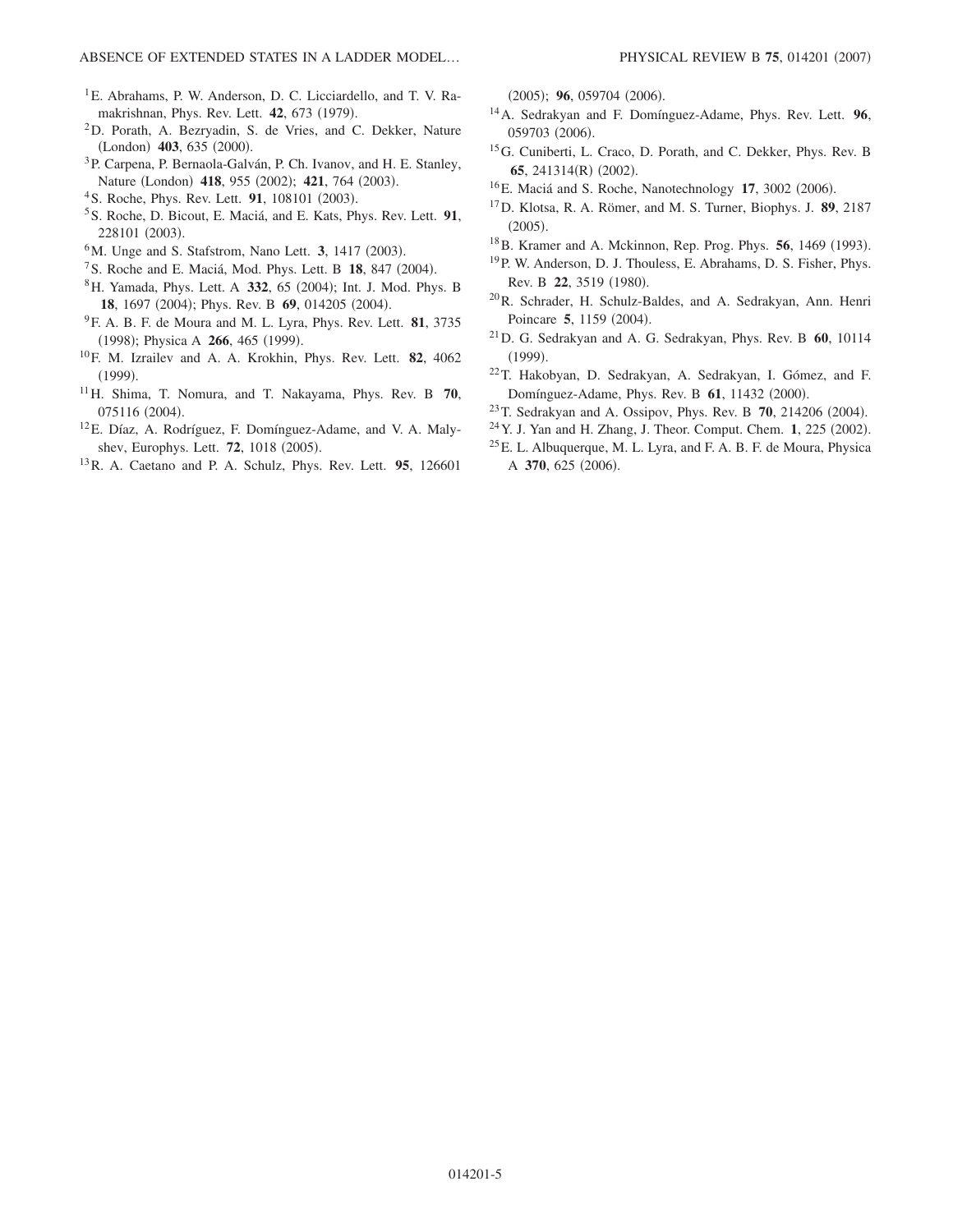[1] E. Abrahams, P. W. Anderson, D. C. Licciardello, and T. V. Ramakrishnan, Phys. Rev. Lett. **42**, 673 (1979).

[2] D. Porath, A. Bezryadin, S. de Vries, and C. Dekker, Nature (London) **403**, 635 (2000).

[3] P. Carpena, P. Bernaola-Galván, P. Ch. Ivanov, and H. E. Stanley, Nature (London) **418**, 955 (2002); **421**, 764 (2003).

[4] S. Roche, Phys. Rev. Lett. **91**, 108101 (2003).

[5] S. Roche, D. Bicout, E. Maciá, and E. Kats, Phys. Rev. Lett. **91**, 228101 (2003).

[6] M. Unge and S. Stafstrom, Nano Lett. **3**, 1417 (2003).

[7] S. Roche and E. Maciá, Mod. Phys. Lett. B **18**, 847 (2004).

[8] H. Yamada, Phys. Lett. A **332**, 65 (2004); Int. J. Mod. Phys. B **18**, 1697 (2004); Phys. Rev. B **69**, 014205 (2004).

[9] F. A. B. F. de Moura and M. L. Lyra, Phys. Rev. Lett. **81**, 3735 (1998); Physica A **266**, 465 (1999).

[10] F. M. Izrailev and A. A. Krokhin, Phys. Rev. Lett. **82**, 4062 (1999).

[11] H. Shima, T. Nomura, and T. Nakayama, Phys. Rev. B **70**, 075116 (2004).

[12] E. Díaz, A. Rodríguez, F. Domínguez-Adame, and V. A. Malyshev, Europhys. Lett. **72**, 1018 (2005).

[13] R. A. Caetano and P. A. Schulz, Phys. Rev. Lett. **95**, 126601 (2005); **96**, 059704 (2006).

[14] A. Sedrakyan and F. Domínguez-Adame, Phys. Rev. Lett. **96**, 059703 (2006).

[15] G. Cuniberti, L. Craco, D. Porath, and C. Dekker, Phys. Rev. B **65**, 241314(R) (2002).

[16] E. Maciá and S. Roche, Nanotechnology **17**, 3002 (2006).

[17] D. Klotsa, R. A. Römer, and M. S. Turner, Biophys. J. **89**, 2187 (2005).

[18] B. Kramer and A. Mckinnon, Rep. Prog. Phys. **56**, 1469 (1993).

[19] P. W. Anderson, D. J. Thouless, E. Abrahams, D. S. Fisher, Phys. Rev. B **22**, 3519 (1980).

[20] R. Schrader, H. Schulz-Baldes, and A. Sedrakyan, Ann. Henri Poincare **5**, 1159 (2004).

[21] D. G. Sedrakyan and A. G. Sedrakyan, Phys. Rev. B **60**, 10114 (1999).

[22] T. Hakobyan, D. Sedrakyan, A. Sedrakyan, I. Gómez, and F. Domínguez-Adame, Phys. Rev. B **61**, 11432 (2000).

[23] T. Sedrakyan and A. Ossipov, Phys. Rev. B **70**, 214206 (2004).

[24] Y. J. Yan and H. Zhang, J. Theor. Comput. Chem. **1**, 225 (2002).

[25] E. L. Albuquerque, M. L. Lyra, and F. A. B. F. de Moura, Physica A **370**, 625 (2006).